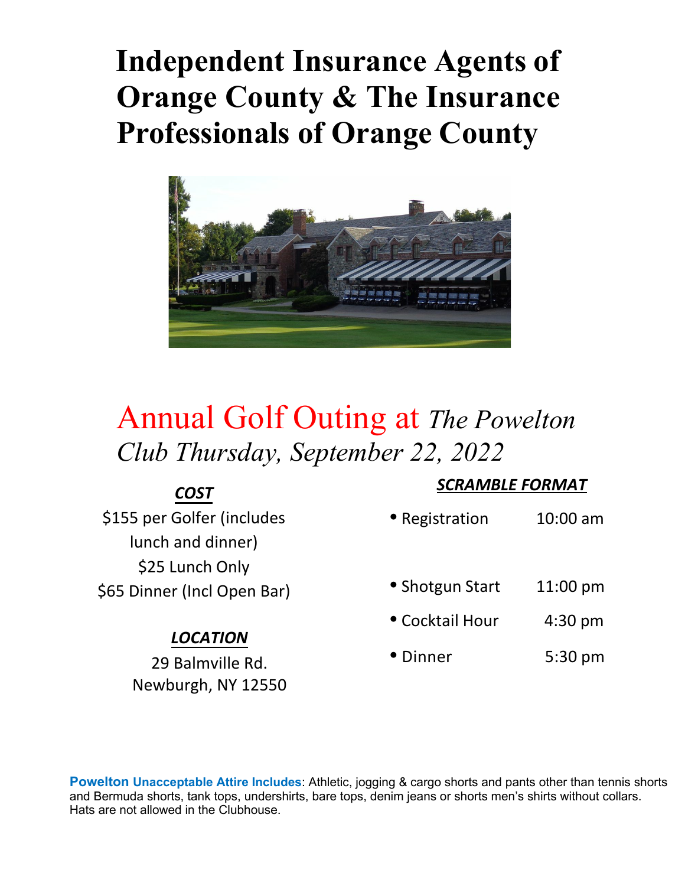# Independent Insurance Agents of Orange County & The Insurance Professionals of Orange County

## Annual Golf Outing at *The Powelton Club Thursday, September 22, 2022*

***COST***

$155 per Golfer (includes lunch and dinner)
$25 Lunch Only
$65 Dinner (Incl Open Bar)

***LOCATION***

29 Balmville Rd.
Newburgh, NY 12550

***SCRAMBLE FORMAT***

- Registration 10:00 am
- Shotgun Start 11:00 pm
- Cocktail Hour 4:30 pm
- Dinner 5:30 pm

**Powelton Unacceptable Attire Includes**: Athletic, jogging & cargo shorts and pants other than tennis shorts and Bermuda shorts, tank tops, undershirts, bare tops, denim jeans or shorts men's shirts without collars. Hats are not allowed in the Clubhouse.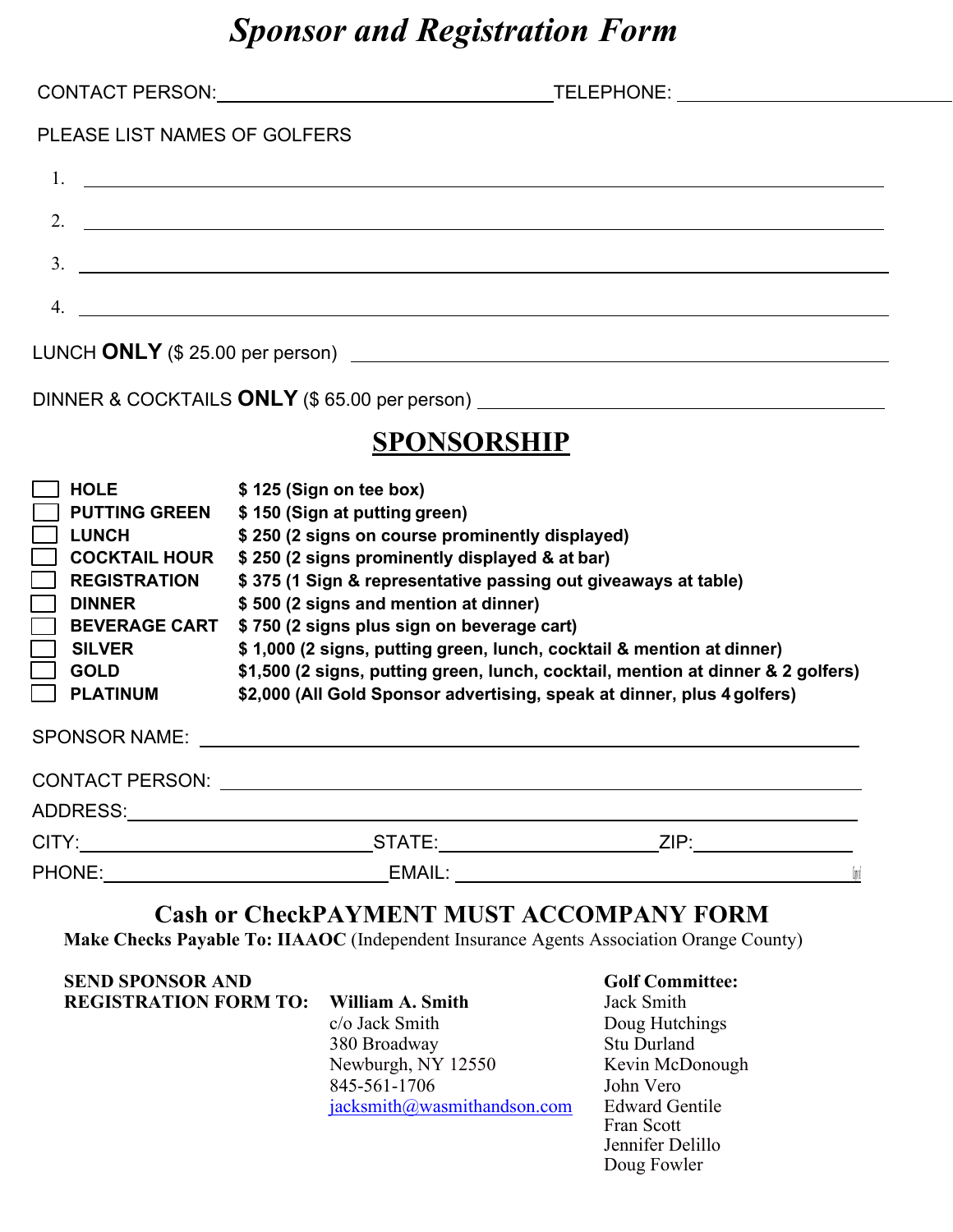# *Sponsor and Registration Form*

CONTACT PERSON: \_\_\_\_\_\_\_\_\_\_\_\_\_\_\_\_\_\_\_\_ TELEPHONE: \_\_\_\_\_\_\_\_\_\_\_\_\_\_\_\_\_\_\_\_

PLEASE LIST NAMES OF GOLFERS

1. \_\_\_\_\_\_\_\_\_\_\_\_\_\_\_\_\_\_\_\_
2. \_\_\_\_\_\_\_\_\_\_\_\_\_\_\_\_\_\_\_\_
3. \_\_\_\_\_\_\_\_\_\_\_\_\_\_\_\_\_\_\_\_
4. \_\_\_\_\_\_\_\_\_\_\_\_\_\_\_\_\_\_\_\_

LUNCH **ONLY** ($ 25.00 per person) \_\_\_\_\_\_\_\_\_\_\_\_\_\_\_\_\_\_\_\_

DINNER & COCKTAILS **ONLY** ($ 65.00 per person) \_\_\_\_\_\_\_\_\_\_\_\_\_\_\_\_\_\_\_\_

## SPONSORSHIP

- ☐ **HOLE** — **$ 125 (Sign on tee box)**
- ☐ **PUTTING GREEN** — **$ 150 (Sign at putting green)**
- ☐ **LUNCH** — **$ 250 (2 signs on course prominently displayed)**
- ☐ **COCKTAIL HOUR** — **$ 250 (2 signs prominently displayed & at bar)**
- ☐ **REGISTRATION** — **$ 375 (1 Sign & representative passing out giveaways at table)**
- ☐ **DINNER** — **$ 500 (2 signs and mention at dinner)**
- ☐ **BEVERAGE CART** — **$ 750 (2 signs plus sign on beverage cart)**
- ☐ **SILVER** — **$ 1,000 (2 signs, putting green, lunch, cocktail & mention at dinner)**
- ☐ **GOLD** — **$1,500 (2 signs, putting green, lunch, cocktail, mention at dinner & 2 golfers)**
- ☐ **PLATINUM** — **$2,000 (All Gold Sponsor advertising, speak at dinner, plus 4 golfers)**

SPONSOR NAME: \_\_\_\_\_\_\_\_\_\_\_\_\_\_\_\_\_\_\_\_

CONTACT PERSON: \_\_\_\_\_\_\_\_\_\_\_\_\_\_\_\_\_\_\_\_

ADDRESS: \_\_\_\_\_\_\_\_\_\_\_\_\_\_\_\_\_\_\_\_

CITY: \_\_\_\_\_\_\_\_\_\_ STATE: \_\_\_\_\_\_\_\_\_\_ ZIP: \_\_\_\_\_\_\_\_\_\_

PHONE: \_\_\_\_\_\_\_\_\_\_ EMAIL: \_\_\_\_\_\_\_\_\_\_

### Cash or CheckPAYMENT MUST ACCOMPANY FORM

**Make Checks Payable To: IIAAOC** (Independent Insurance Agents Association Orange County)

**SEND SPONSOR AND REGISTRATION FORM TO:**

**William A. Smith**
c/o Jack Smith
380 Broadway
Newburgh, NY 12550
845-561-1706
jacksmith@wasmithandson.com

**Golf Committee:**
Jack Smith
Doug Hutchings
Stu Durland
Kevin McDonough
John Vero
Edward Gentile
Fran Scott
Jennifer Delillo
Doug Fowler